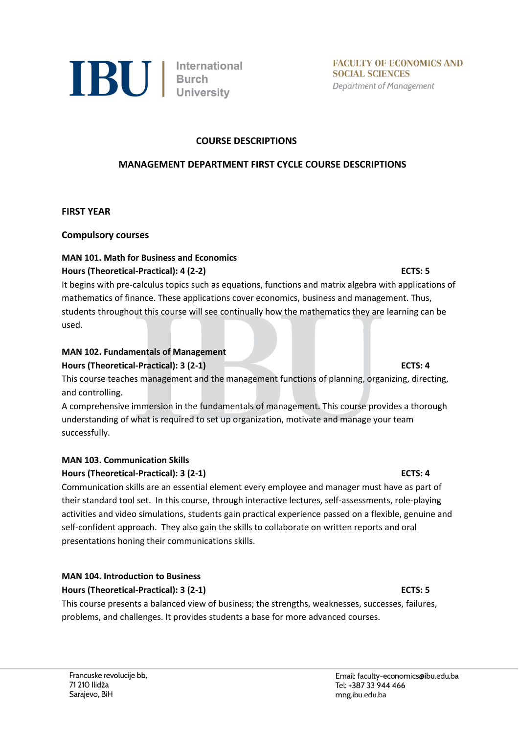FACULTY OF ECONOMICS AND SOCIAL SCIENCES
*Department of Management*

# COURSE DESCRIPTIONS

## MANAGEMENT DEPARTMENT FIRST CYCLE COURSE DESCRIPTIONS

### FIRST YEAR

#### Compulsory courses

**MAN 101. Math for Business and Economics**
**Hours (Theoretical-Practical): 4 (2-2)** **ECTS: 5**

It begins with pre-calculus topics such as equations, functions and matrix algebra with applications of mathematics of finance. These applications cover economics, business and management. Thus, students throughout this course will see continually how the mathematics they are learning can be used.

**MAN 102. Fundamentals of Management**
**Hours (Theoretical-Practical): 3 (2-1)** **ECTS: 4**

This course teaches management and the management functions of planning, organizing, directing, and controlling.

A comprehensive immersion in the fundamentals of management. This course provides a thorough understanding of what is required to set up organization, motivate and manage your team successfully.

**MAN 103. Communication Skills**
**Hours (Theoretical-Practical): 3 (2-1)** **ECTS: 4**

Communication skills are an essential element every employee and manager must have as part of their standard tool set. In this course, through interactive lectures, self-assessments, role-playing activities and video simulations, students gain practical experience passed on a flexible, genuine and self-confident approach. They also gain the skills to collaborate on written reports and oral presentations honing their communications skills.

**MAN 104. Introduction to Business**
**Hours (Theoretical-Practical): 3 (2-1)** **ECTS: 5**

This course presents a balanced view of business; the strengths, weaknesses, successes, failures, problems, and challenges. It provides students a base for more advanced courses.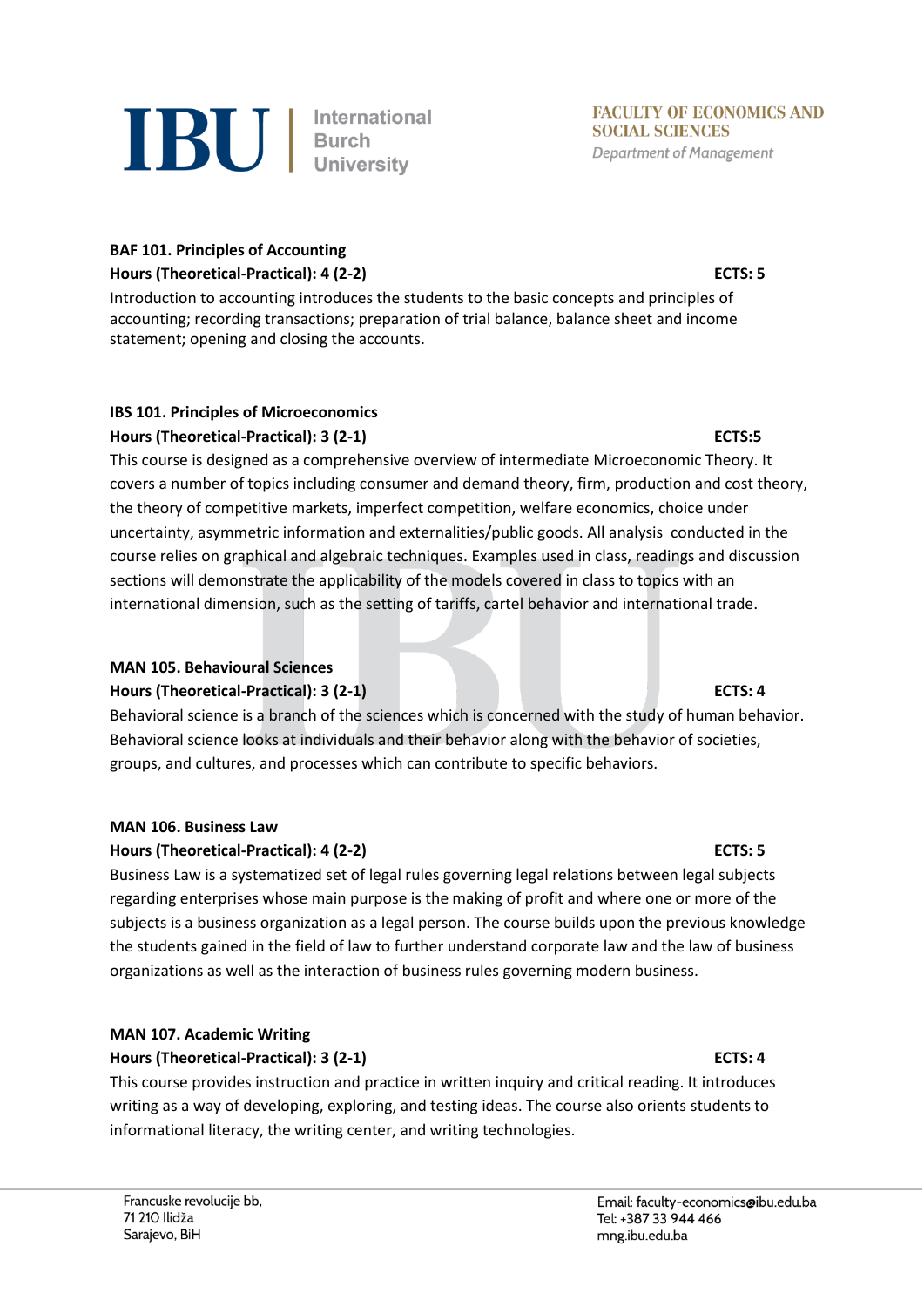**BAF 101. Principles of Accounting**

**Hours (Theoretical-Practical): 4 (2-2)** **ECTS: 5**

Introduction to accounting introduces the students to the basic concepts and principles of accounting; recording transactions; preparation of trial balance, balance sheet and income statement; opening and closing the accounts.

**IBS 101. Principles of Microeconomics**

**Hours (Theoretical-Practical): 3 (2-1)** **ECTS:5**

This course is designed as a comprehensive overview of intermediate Microeconomic Theory. It covers a number of topics including consumer and demand theory, firm, production and cost theory, the theory of competitive markets, imperfect competition, welfare economics, choice under uncertainty, asymmetric information and externalities/public goods. All analysis conducted in the course relies on graphical and algebraic techniques. Examples used in class, readings and discussion sections will demonstrate the applicability of the models covered in class to topics with an international dimension, such as the setting of tariffs, cartel behavior and international trade.

**MAN 105. Behavioural Sciences**

**Hours (Theoretical-Practical): 3 (2-1)** **ECTS: 4**

Behavioral science is a branch of the sciences which is concerned with the study of human behavior. Behavioral science looks at individuals and their behavior along with the behavior of societies, groups, and cultures, and processes which can contribute to specific behaviors.

**MAN 106. Business Law**

**Hours (Theoretical-Practical): 4 (2-2)** **ECTS: 5**

Business Law is a systematized set of legal rules governing legal relations between legal subjects regarding enterprises whose main purpose is the making of profit and where one or more of the subjects is a business organization as a legal person. The course builds upon the previous knowledge the students gained in the field of law to further understand corporate law and the law of business organizations as well as the interaction of business rules governing modern business.

**MAN 107. Academic Writing**

**Hours (Theoretical-Practical): 3 (2-1)** **ECTS: 4**

This course provides instruction and practice in written inquiry and critical reading. It introduces writing as a way of developing, exploring, and testing ideas. The course also orients students to informational literacy, the writing center, and writing technologies.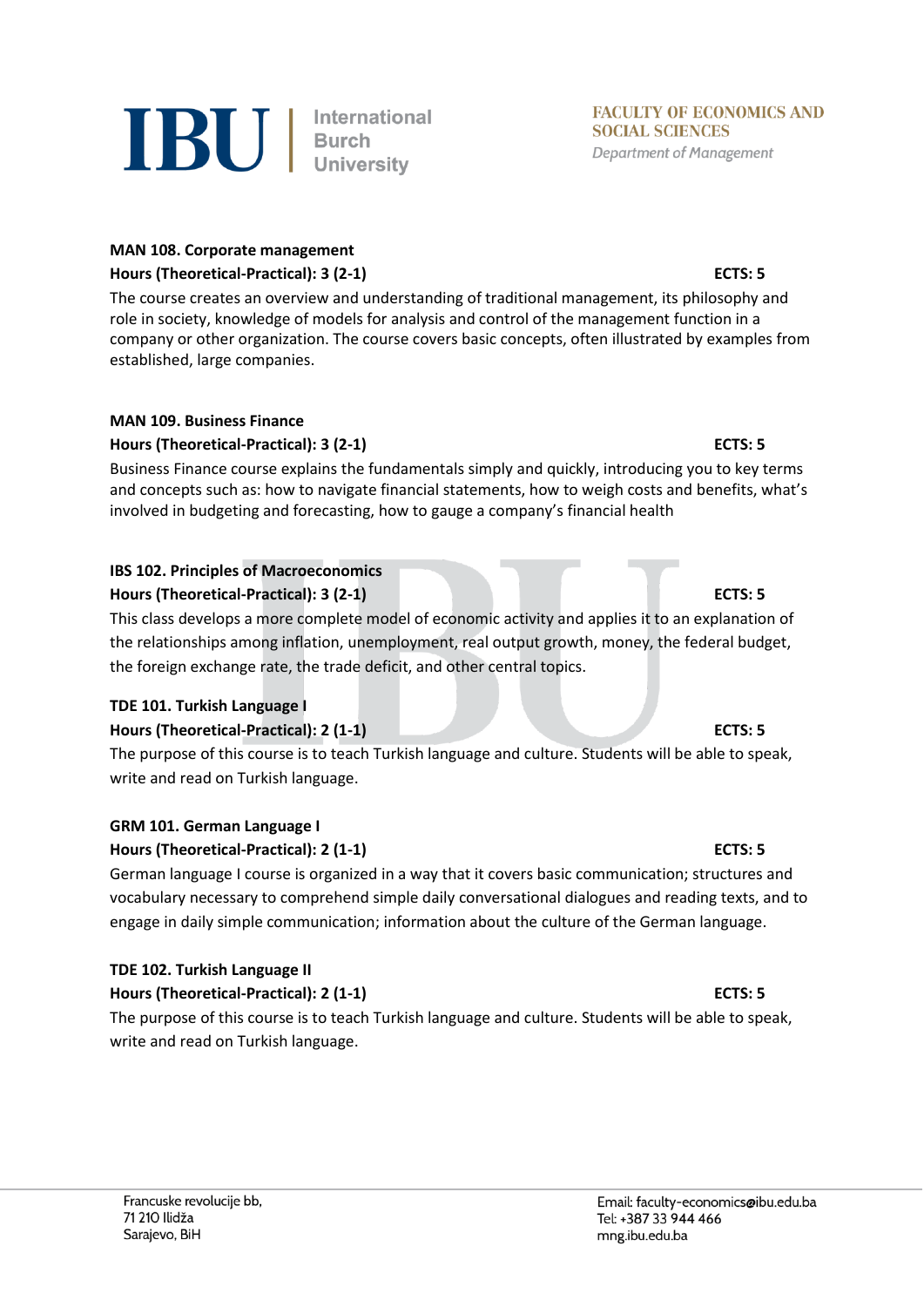**MAN 108. Corporate management**

**Hours (Theoretical-Practical): 3 (2-1)** **ECTS: 5**

The course creates an overview and understanding of traditional management, its philosophy and role in society, knowledge of models for analysis and control of the management function in a company or other organization. The course covers basic concepts, often illustrated by examples from established, large companies.

**MAN 109. Business Finance**

**Hours (Theoretical-Practical): 3 (2-1)** **ECTS: 5**

Business Finance course explains the fundamentals simply and quickly, introducing you to key terms and concepts such as: how to navigate financial statements, how to weigh costs and benefits, what's involved in budgeting and forecasting, how to gauge a company's financial health

**IBS 102. Principles of Macroeconomics**

**Hours (Theoretical-Practical): 3 (2-1)** **ECTS: 5**

This class develops a more complete model of economic activity and applies it to an explanation of the relationships among inflation, unemployment, real output growth, money, the federal budget, the foreign exchange rate, the trade deficit, and other central topics.

**TDE 101. Turkish Language I**

**Hours (Theoretical-Practical): 2 (1-1)** **ECTS: 5**

The purpose of this course is to teach Turkish language and culture. Students will be able to speak, write and read on Turkish language.

**GRM 101. German Language I**

**Hours (Theoretical-Practical): 2 (1-1)** **ECTS: 5**

German language I course is organized in a way that it covers basic communication; structures and vocabulary necessary to comprehend simple daily conversational dialogues and reading texts, and to engage in daily simple communication; information about the culture of the German language.

**TDE 102. Turkish Language II**

**Hours (Theoretical-Practical): 2 (1-1)** **ECTS: 5**

The purpose of this course is to teach Turkish language and culture. Students will be able to speak, write and read on Turkish language.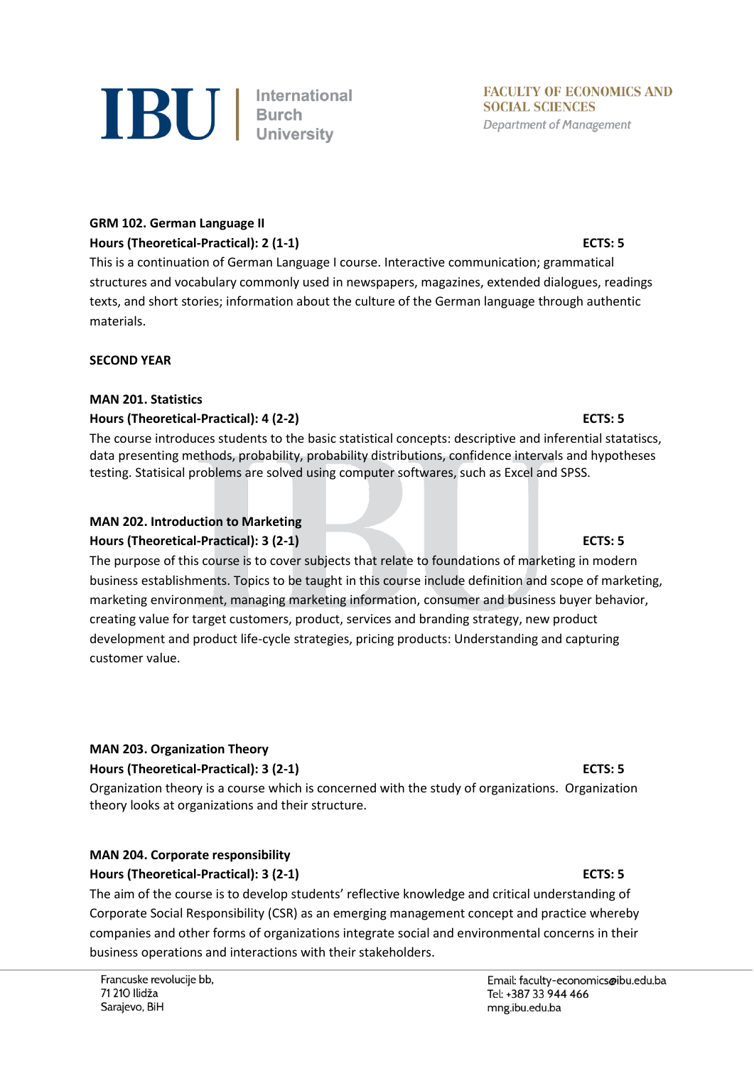**GRM 102. German Language II**

**Hours (Theoretical-Practical): 2 (1-1)** **ECTS: 5**

This is a continuation of German Language I course. Interactive communication; grammatical structures and vocabulary commonly used in newspapers, magazines, extended dialogues, readings texts, and short stories; information about the culture of the German language through authentic materials.

**SECOND YEAR**

**MAN 201. Statistics**

**Hours (Theoretical-Practical): 4 (2-2)** **ECTS: 5**

The course introduces students to the basic statistical concepts: descriptive and inferential statatiscs, data presenting methods, probability, probability distributions, confidence intervals and hypotheses testing. Statisical problems are solved using computer softwares, such as Excel and SPSS.

**MAN 202. Introduction to Marketing**

**Hours (Theoretical-Practical): 3 (2-1)** **ECTS: 5**

The purpose of this course is to cover subjects that relate to foundations of marketing in modern business establishments. Topics to be taught in this course include definition and scope of marketing, marketing environment, managing marketing information, consumer and business buyer behavior, creating value for target customers, product, services and branding strategy, new product development and product life-cycle strategies, pricing products: Understanding and capturing customer value.

**MAN 203. Organization Theory**

**Hours (Theoretical-Practical): 3 (2-1)** **ECTS: 5**

Organization theory is a course which is concerned with the study of organizations. Organization theory looks at organizations and their structure.

**MAN 204. Corporate responsibility**

**Hours (Theoretical-Practical): 3 (2-1)** **ECTS: 5**

The aim of the course is to develop students' reflective knowledge and critical understanding of Corporate Social Responsibility (CSR) as an emerging management concept and practice whereby companies and other forms of organizations integrate social and environmental concerns in their business operations and interactions with their stakeholders.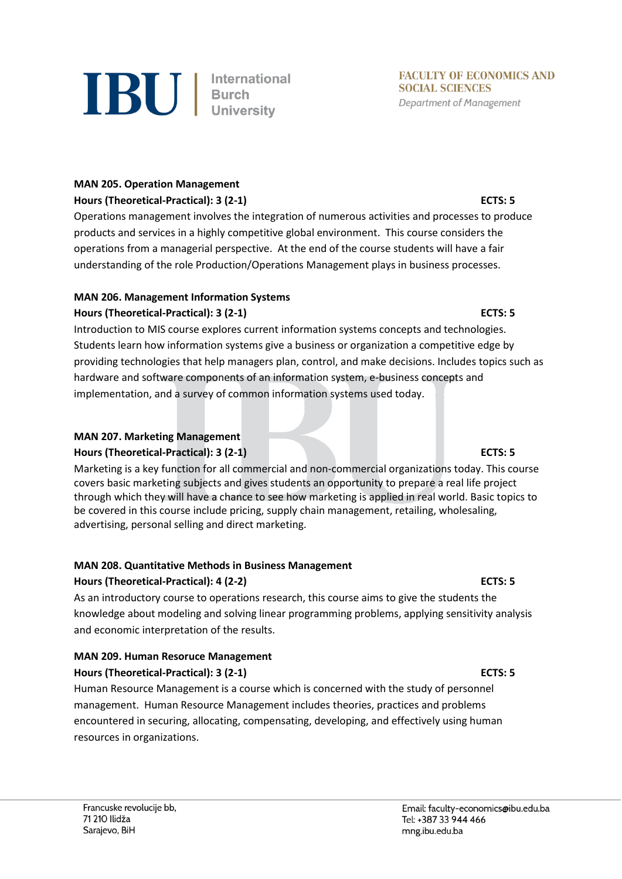**MAN 205. Operation Management**

**Hours (Theoretical-Practical): 3 (2-1)** **ECTS: 5**

Operations management involves the integration of numerous activities and processes to produce products and services in a highly competitive global environment. This course considers the operations from a managerial perspective. At the end of the course students will have a fair understanding of the role Production/Operations Management plays in business processes.

**MAN 206. Management Information Systems**

**Hours (Theoretical-Practical): 3 (2-1)** **ECTS: 5**

Introduction to MIS course explores current information systems concepts and technologies. Students learn how information systems give a business or organization a competitive edge by providing technologies that help managers plan, control, and make decisions. Includes topics such as hardware and software components of an information system, e-business concepts and implementation, and a survey of common information systems used today.

**MAN 207. Marketing Management**

**Hours (Theoretical-Practical): 3 (2-1)** **ECTS: 5**

Marketing is a key function for all commercial and non-commercial organizations today. This course covers basic marketing subjects and gives students an opportunity to prepare a real life project through which they will have a chance to see how marketing is applied in real world. Basic topics to be covered in this course include pricing, supply chain management, retailing, wholesaling, advertising, personal selling and direct marketing.

**MAN 208. Quantitative Methods in Business Management**

**Hours (Theoretical-Practical): 4 (2-2)** **ECTS: 5**

As an introductory course to operations research, this course aims to give the students the knowledge about modeling and solving linear programming problems, applying sensitivity analysis and economic interpretation of the results.

**MAN 209. Human Resoruce Management**

**Hours (Theoretical-Practical): 3 (2-1)** **ECTS: 5**

Human Resource Management is a course which is concerned with the study of personnel management. Human Resource Management includes theories, practices and problems encountered in securing, allocating, compensating, developing, and effectively using human resources in organizations.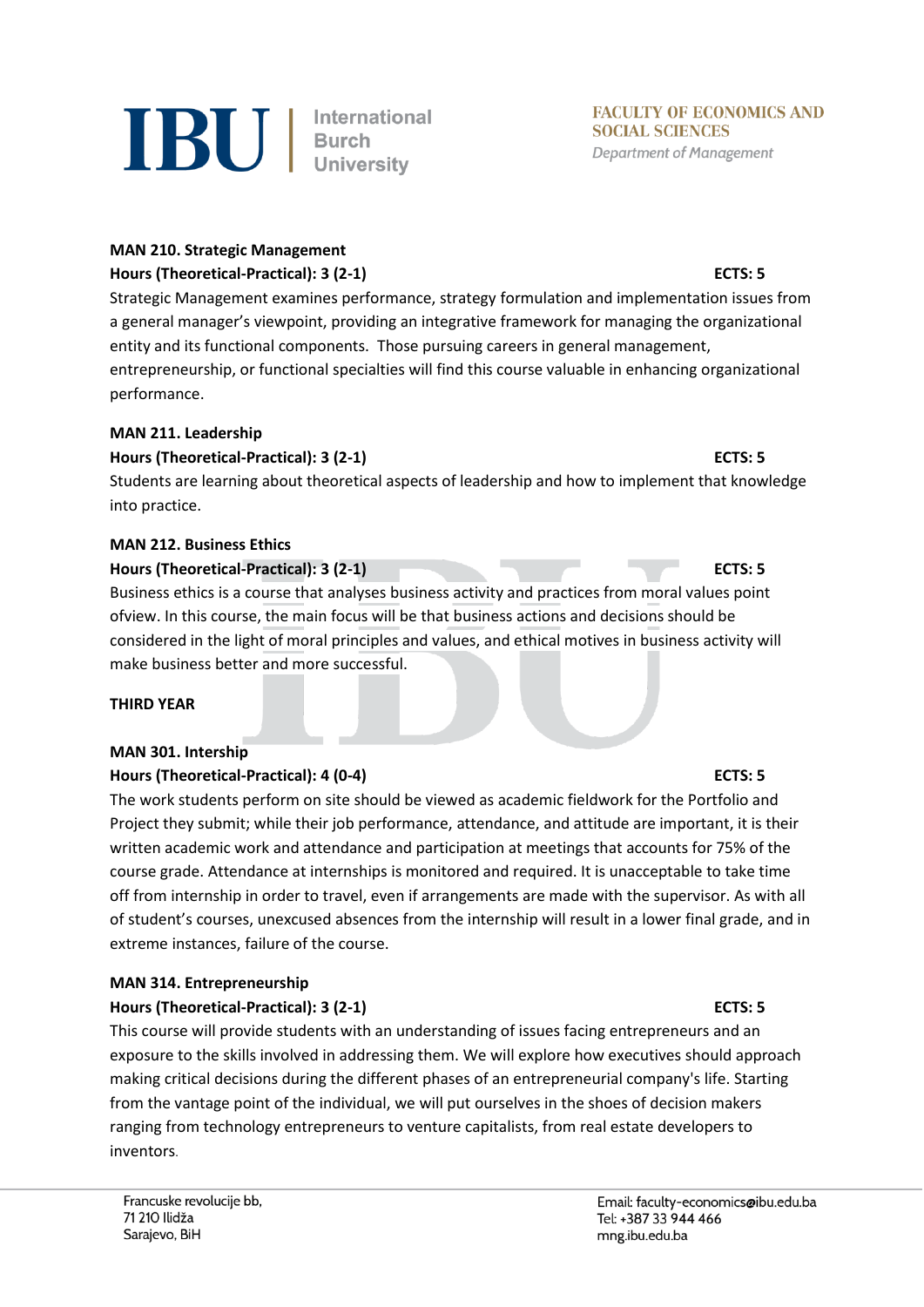**MAN 210. Strategic Management**

**Hours (Theoretical-Practical): 3 (2-1) ECTS: 5**

Strategic Management examines performance, strategy formulation and implementation issues from a general manager's viewpoint, providing an integrative framework for managing the organizational entity and its functional components. Those pursuing careers in general management, entrepreneurship, or functional specialties will find this course valuable in enhancing organizational performance.

**MAN 211. Leadership**

**Hours (Theoretical-Practical): 3 (2-1) ECTS: 5**

Students are learning about theoretical aspects of leadership and how to implement that knowledge into practice.

**MAN 212. Business Ethics**

**Hours (Theoretical-Practical): 3 (2-1) ECTS: 5**

Business ethics is a course that analyses business activity and practices from moral values point ofview. In this course, the main focus will be that business actions and decisions should be considered in the light of moral principles and values, and ethical motives in business activity will make business better and more successful.

**THIRD YEAR**

**MAN 301. Intership**

**Hours (Theoretical-Practical): 4 (0-4) ECTS: 5**

The work students perform on site should be viewed as academic fieldwork for the Portfolio and Project they submit; while their job performance, attendance, and attitude are important, it is their written academic work and attendance and participation at meetings that accounts for 75% of the course grade. Attendance at internships is monitored and required. It is unacceptable to take time off from internship in order to travel, even if arrangements are made with the supervisor. As with all of student's courses, unexcused absences from the internship will result in a lower final grade, and in extreme instances, failure of the course.

**MAN 314. Entrepreneurship**

**Hours (Theoretical-Practical): 3 (2-1) ECTS: 5**

This course will provide students with an understanding of issues facing entrepreneurs and an exposure to the skills involved in addressing them. We will explore how executives should approach making critical decisions during the different phases of an entrepreneurial company's life. Starting from the vantage point of the individual, we will put ourselves in the shoes of decision makers ranging from technology entrepreneurs to venture capitalists, from real estate developers to inventors.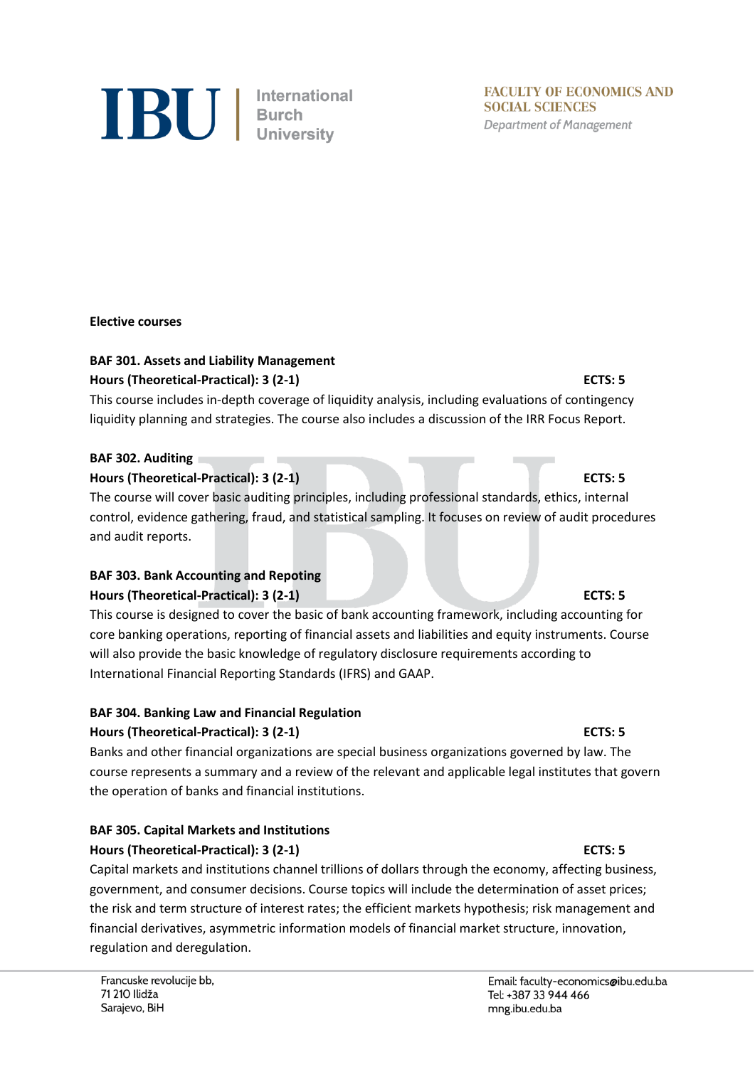**Elective courses**

**BAF 301. Assets and Liability Management**

**Hours (Theoretical-Practical): 3 (2-1)** **ECTS: 5**

This course includes in-depth coverage of liquidity analysis, including evaluations of contingency liquidity planning and strategies. The course also includes a discussion of the IRR Focus Report.

**BAF 302. Auditing**

**Hours (Theoretical-Practical): 3 (2-1)** **ECTS: 5**

The course will cover basic auditing principles, including professional standards, ethics, internal control, evidence gathering, fraud, and statistical sampling. It focuses on review of audit procedures and audit reports.

**BAF 303. Bank Accounting and Repoting**

**Hours (Theoretical-Practical): 3 (2-1)** **ECTS: 5**

This course is designed to cover the basic of bank accounting framework, including accounting for core banking operations, reporting of financial assets and liabilities and equity instruments. Course will also provide the basic knowledge of regulatory disclosure requirements according to International Financial Reporting Standards (IFRS) and GAAP.

**BAF 304. Banking Law and Financial Regulation**

**Hours (Theoretical-Practical): 3 (2-1)** **ECTS: 5**

Banks and other financial organizations are special business organizations governed by law. The course represents a summary and a review of the relevant and applicable legal institutes that govern the operation of banks and financial institutions.

**BAF 305. Capital Markets and Institutions**

**Hours (Theoretical-Practical): 3 (2-1)** **ECTS: 5**

Capital markets and institutions channel trillions of dollars through the economy, affecting business, government, and consumer decisions. Course topics will include the determination of asset prices; the risk and term structure of interest rates; the efficient markets hypothesis; risk management and financial derivatives, asymmetric information models of financial market structure, innovation, regulation and deregulation.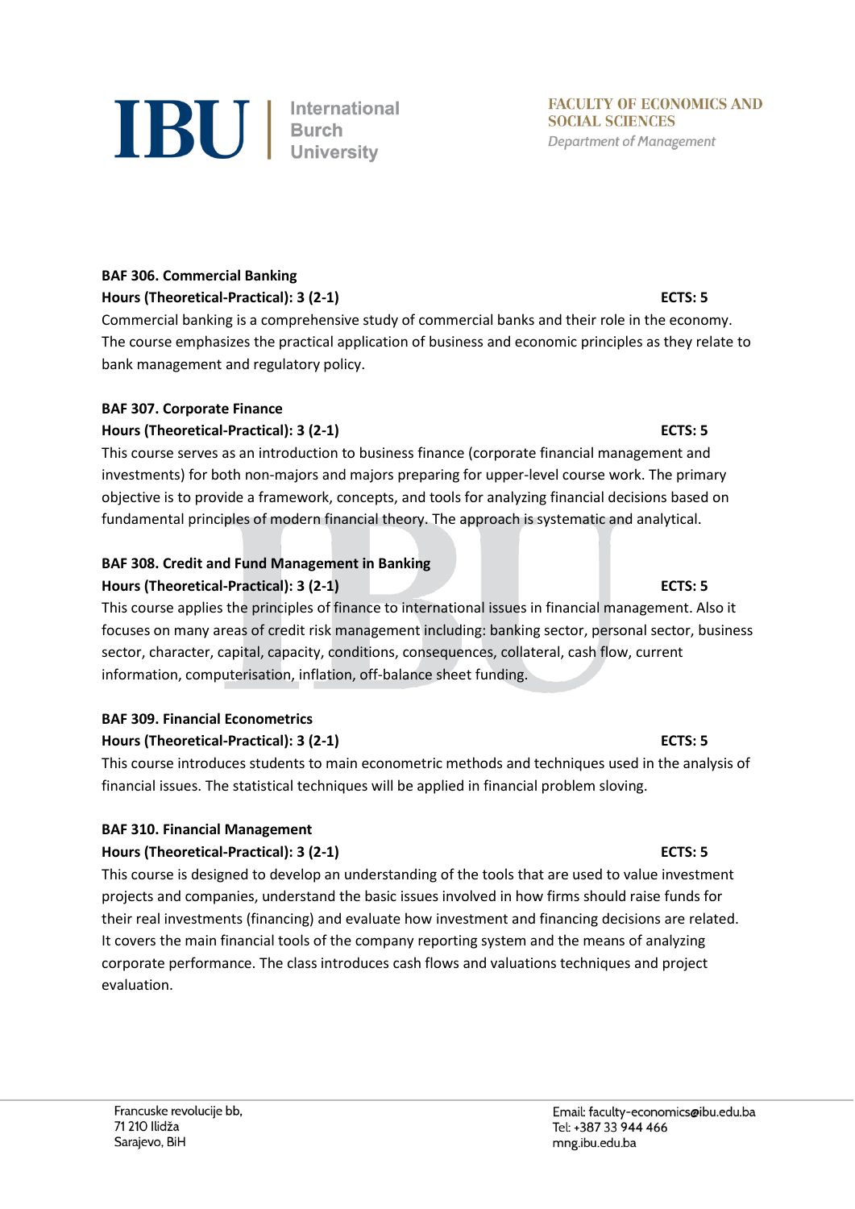**BAF 306. Commercial Banking**

**Hours (Theoretical-Practical): 3 (2-1)** **ECTS: 5**

Commercial banking is a comprehensive study of commercial banks and their role in the economy. The course emphasizes the practical application of business and economic principles as they relate to bank management and regulatory policy.

**BAF 307. Corporate Finance**

**Hours (Theoretical-Practical): 3 (2-1)** **ECTS: 5**

This course serves as an introduction to business finance (corporate financial management and investments) for both non-majors and majors preparing for upper-level course work. The primary objective is to provide a framework, concepts, and tools for analyzing financial decisions based on fundamental principles of modern financial theory. The approach is systematic and analytical.

**BAF 308. Credit and Fund Management in Banking**

**Hours (Theoretical-Practical): 3 (2-1)** **ECTS: 5**

This course applies the principles of finance to international issues in financial management. Also it focuses on many areas of credit risk management including: banking sector, personal sector, business sector, character, capital, capacity, conditions, consequences, collateral, cash flow, current information, computerisation, inflation, off-balance sheet funding.

**BAF 309. Financial Econometrics**

**Hours (Theoretical-Practical): 3 (2-1)** **ECTS: 5**

This course introduces students to main econometric methods and techniques used in the analysis of financial issues. The statistical techniques will be applied in financial problem sloving.

**BAF 310. Financial Management**

**Hours (Theoretical-Practical): 3 (2-1)** **ECTS: 5**

This course is designed to develop an understanding of the tools that are used to value investment projects and companies, understand the basic issues involved in how firms should raise funds for their real investments (financing) and evaluate how investment and financing decisions are related. It covers the main financial tools of the company reporting system and the means of analyzing corporate performance. The class introduces cash flows and valuations techniques and project evaluation.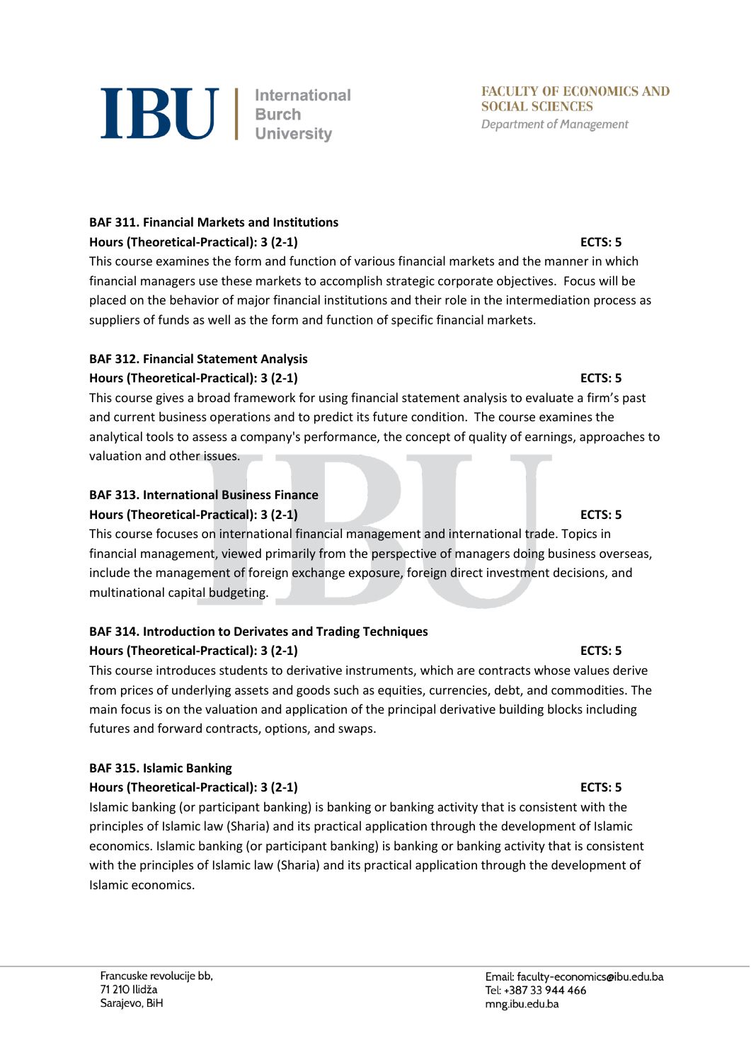**BAF 311. Financial Markets and Institutions**

**Hours (Theoretical-Practical): 3 (2-1) ECTS: 5**

This course examines the form and function of various financial markets and the manner in which financial managers use these markets to accomplish strategic corporate objectives. Focus will be placed on the behavior of major financial institutions and their role in the intermediation process as suppliers of funds as well as the form and function of specific financial markets.

**BAF 312. Financial Statement Analysis**

**Hours (Theoretical-Practical): 3 (2-1) ECTS: 5**

This course gives a broad framework for using financial statement analysis to evaluate a firm's past and current business operations and to predict its future condition. The course examines the analytical tools to assess a company's performance, the concept of quality of earnings, approaches to valuation and other issues.

**BAF 313. International Business Finance**

**Hours (Theoretical-Practical): 3 (2-1) ECTS: 5**

This course focuses on international financial management and international trade. Topics in financial management, viewed primarily from the perspective of managers doing business overseas, include the management of foreign exchange exposure, foreign direct investment decisions, and multinational capital budgeting.

**BAF 314. Introduction to Derivates and Trading Techniques**

**Hours (Theoretical-Practical): 3 (2-1) ECTS: 5**

This course introduces students to derivative instruments, which are contracts whose values derive from prices of underlying assets and goods such as equities, currencies, debt, and commodities. The main focus is on the valuation and application of the principal derivative building blocks including futures and forward contracts, options, and swaps.

**BAF 315. Islamic Banking**

**Hours (Theoretical-Practical): 3 (2-1) ECTS: 5**

Islamic banking (or participant banking) is banking or banking activity that is consistent with the principles of Islamic law (Sharia) and its practical application through the development of Islamic economics. Islamic banking (or participant banking) is banking or banking activity that is consistent with the principles of Islamic law (Sharia) and its practical application through the development of Islamic economics.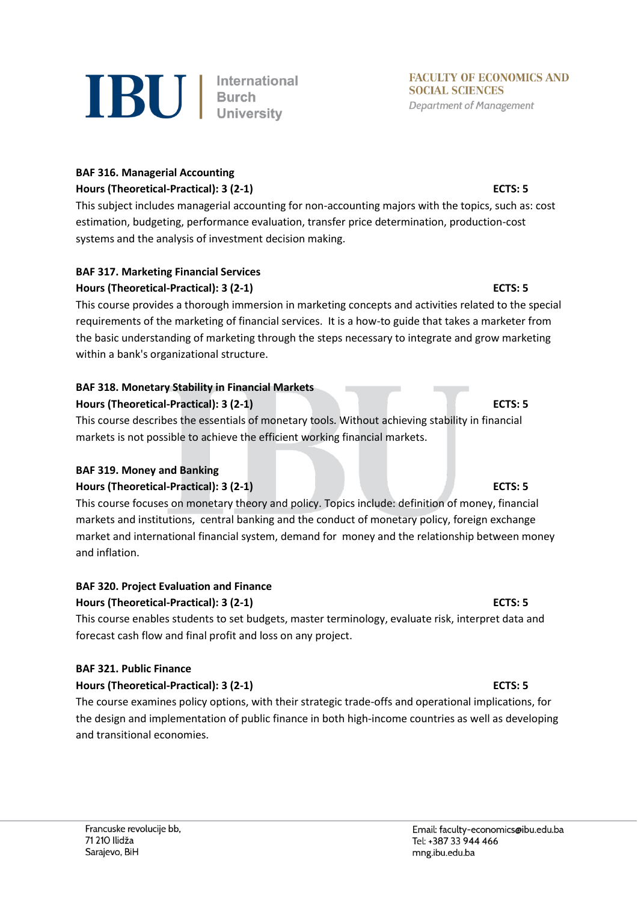**BAF 316. Managerial Accounting**

**Hours (Theoretical-Practical): 3 (2-1) ECTS: 5**

This subject includes managerial accounting for non-accounting majors with the topics, such as: cost estimation, budgeting, performance evaluation, transfer price determination, production-cost systems and the analysis of investment decision making.

**BAF 317. Marketing Financial Services**

**Hours (Theoretical-Practical): 3 (2-1) ECTS: 5**

This course provides a thorough immersion in marketing concepts and activities related to the special requirements of the marketing of financial services. It is a how-to guide that takes a marketer from the basic understanding of marketing through the steps necessary to integrate and grow marketing within a bank's organizational structure.

**BAF 318. Monetary Stability in Financial Markets**

**Hours (Theoretical-Practical): 3 (2-1) ECTS: 5**

This course describes the essentials of monetary tools. Without achieving stability in financial markets is not possible to achieve the efficient working financial markets.

**BAF 319. Money and Banking**

**Hours (Theoretical-Practical): 3 (2-1) ECTS: 5**

This course focuses on monetary theory and policy. Topics include: definition of money, financial markets and institutions, central banking and the conduct of monetary policy, foreign exchange market and international financial system, demand for money and the relationship between money and inflation.

**BAF 320. Project Evaluation and Finance**

**Hours (Theoretical-Practical): 3 (2-1) ECTS: 5**

This course enables students to set budgets, master terminology, evaluate risk, interpret data and forecast cash flow and final profit and loss on any project.

**BAF 321. Public Finance**

**Hours (Theoretical-Practical): 3 (2-1) ECTS: 5**

The course examines policy options, with their strategic trade-offs and operational implications, for the design and implementation of public finance in both high-income countries as well as developing and transitional economies.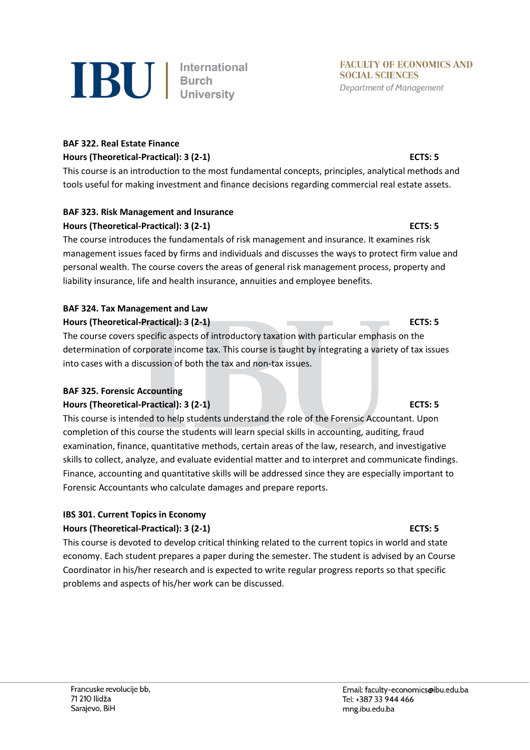**BAF 322. Real Estate Finance**

**Hours (Theoretical-Practical): 3 (2-1)** **ECTS: 5**

This course is an introduction to the most fundamental concepts, principles, analytical methods and tools useful for making investment and finance decisions regarding commercial real estate assets.

**BAF 323. Risk Management and Insurance**

**Hours (Theoretical-Practical): 3 (2-1)** **ECTS: 5**

The course introduces the fundamentals of risk management and insurance. It examines risk management issues faced by firms and individuals and discusses the ways to protect firm value and personal wealth. The course covers the areas of general risk management process, property and liability insurance, life and health insurance, annuities and employee benefits.

**BAF 324. Tax Management and Law**

**Hours (Theoretical-Practical): 3 (2-1)** **ECTS: 5**

The course covers specific aspects of introductory taxation with particular emphasis on the determination of corporate income tax. This course is taught by integrating a variety of tax issues into cases with a discussion of both the tax and non-tax issues.

**BAF 325. Forensic Accounting**

**Hours (Theoretical-Practical): 3 (2-1)** **ECTS: 5**

This course is intended to help students understand the role of the Forensic Accountant. Upon completion of this course the students will learn special skills in accounting, auditing, fraud examination, finance, quantitative methods, certain areas of the law, research, and investigative skills to collect, analyze, and evaluate evidential matter and to interpret and communicate findings. Finance, accounting and quantitative skills will be addressed since they are especially important to Forensic Accountants who calculate damages and prepare reports.

**IBS 301. Current Topics in Economy**

**Hours (Theoretical-Practical): 3 (2-1)** **ECTS: 5**

This course is devoted to develop critical thinking related to the current topics in world and state economy. Each student prepares a paper during the semester. The student is advised by an Course Coordinator in his/her research and is expected to write regular progress reports so that specific problems and aspects of his/her work can be discussed.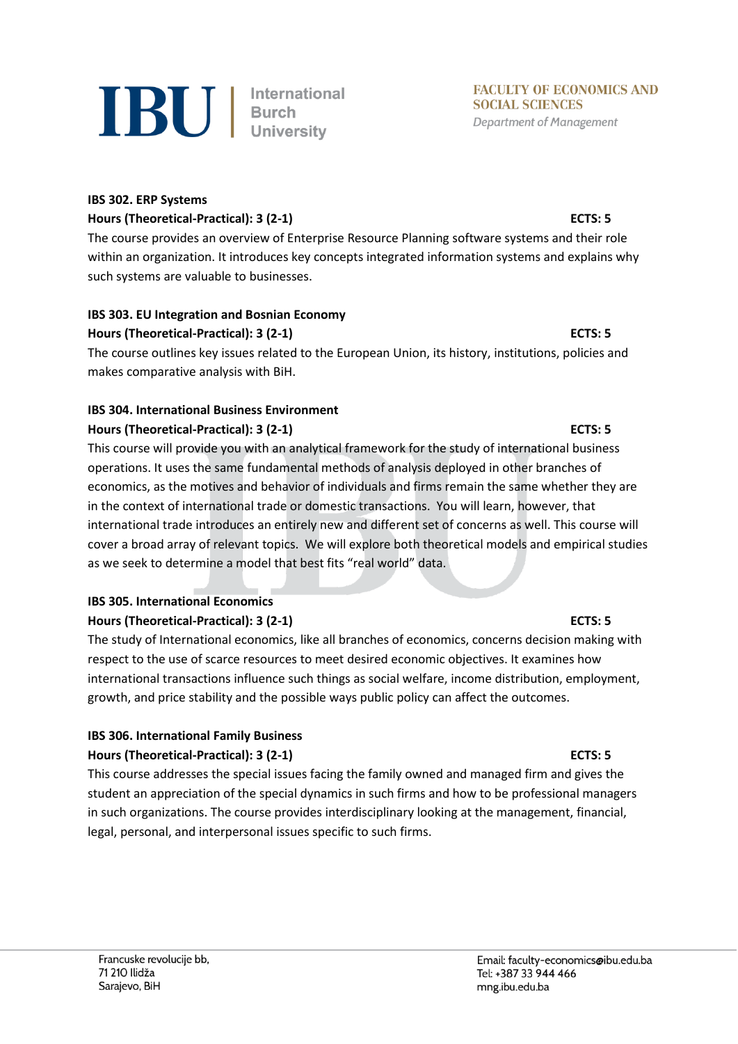**IBS 302. ERP Systems**

**Hours (Theoretical-Practical): 3 (2-1)** **ECTS: 5**

The course provides an overview of Enterprise Resource Planning software systems and their role within an organization. It introduces key concepts integrated information systems and explains why such systems are valuable to businesses.

**IBS 303. EU Integration and Bosnian Economy**

**Hours (Theoretical-Practical): 3 (2-1)** **ECTS: 5**

The course outlines key issues related to the European Union, its history, institutions, policies and makes comparative analysis with BiH.

**IBS 304. International Business Environment**

**Hours (Theoretical-Practical): 3 (2-1)** **ECTS: 5**

This course will provide you with an analytical framework for the study of international business operations. It uses the same fundamental methods of analysis deployed in other branches of economics, as the motives and behavior of individuals and firms remain the same whether they are in the context of international trade or domestic transactions. You will learn, however, that international trade introduces an entirely new and different set of concerns as well. This course will cover a broad array of relevant topics. We will explore both theoretical models and empirical studies as we seek to determine a model that best fits "real world" data.

**IBS 305. International Economics**

**Hours (Theoretical-Practical): 3 (2-1)** **ECTS: 5**

The study of International economics, like all branches of economics, concerns decision making with respect to the use of scarce resources to meet desired economic objectives. It examines how international transactions influence such things as social welfare, income distribution, employment, growth, and price stability and the possible ways public policy can affect the outcomes.

**IBS 306. International Family Business**

**Hours (Theoretical-Practical): 3 (2-1)** **ECTS: 5**

This course addresses the special issues facing the family owned and managed firm and gives the student an appreciation of the special dynamics in such firms and how to be professional managers in such organizations. The course provides interdisciplinary looking at the management, financial, legal, personal, and interpersonal issues specific to such firms.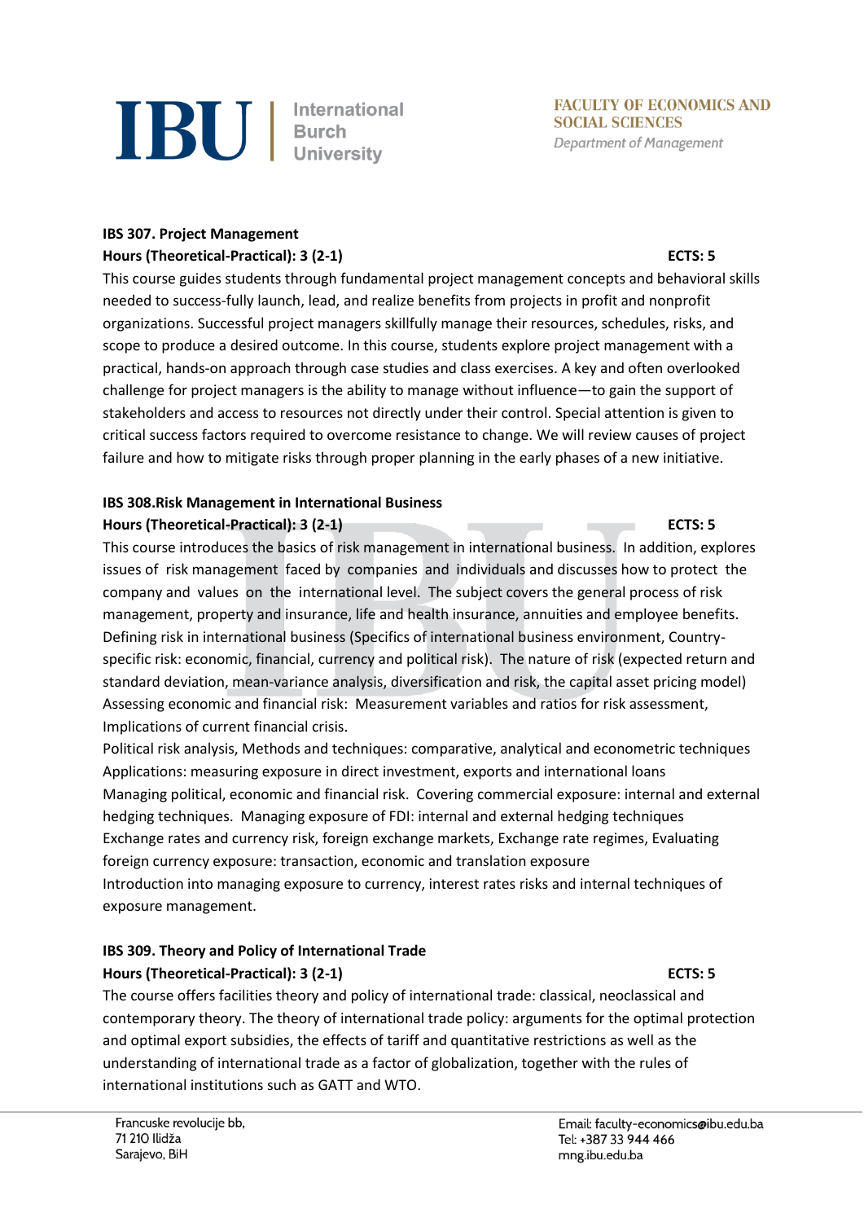### IBS 307. Project Management

**Hours (Theoretical-Practical): 3 (2-1)** **ECTS: 5**

This course guides students through fundamental project management concepts and behavioral skills needed to success-fully launch, lead, and realize benefits from projects in profit and nonprofit organizations. Successful project managers skillfully manage their resources, schedules, risks, and scope to produce a desired outcome. In this course, students explore project management with a practical, hands-on approach through case studies and class exercises. A key and often overlooked challenge for project managers is the ability to manage without influence—to gain the support of stakeholders and access to resources not directly under their control. Special attention is given to critical success factors required to overcome resistance to change. We will review causes of project failure and how to mitigate risks through proper planning in the early phases of a new initiative.

### IBS 308.Risk Management in International Business

**Hours (Theoretical-Practical): 3 (2-1)** **ECTS: 5**

This course introduces the basics of risk management in international business. In addition, explores issues of risk management faced by companies and individuals and discusses how to protect the company and values on the international level. The subject covers the general process of risk management, property and insurance, life and health insurance, annuities and employee benefits. Defining risk in international business (Specifics of international business environment, Country-specific risk: economic, financial, currency and political risk). The nature of risk (expected return and standard deviation, mean-variance analysis, diversification and risk, the capital asset pricing model) Assessing economic and financial risk: Measurement variables and ratios for risk assessment, Implications of current financial crisis.

Political risk analysis, Methods and techniques: comparative, analytical and econometric techniques
Applications: measuring exposure in direct investment, exports and international loans
Managing political, economic and financial risk. Covering commercial exposure: internal and external hedging techniques. Managing exposure of FDI: internal and external hedging techniques
Exchange rates and currency risk, foreign exchange markets, Exchange rate regimes, Evaluating foreign currency exposure: transaction, economic and translation exposure
Introduction into managing exposure to currency, interest rates risks and internal techniques of exposure management.

### IBS 309. Theory and Policy of International Trade

**Hours (Theoretical-Practical): 3 (2-1)** **ECTS: 5**

The course offers facilities theory and policy of international trade: classical, neoclassical and contemporary theory. The theory of international trade policy: arguments for the optimal protection and optimal export subsidies, the effects of tariff and quantitative restrictions as well as the understanding of international trade as a factor of globalization, together with the rules of international institutions such as GATT and WTO.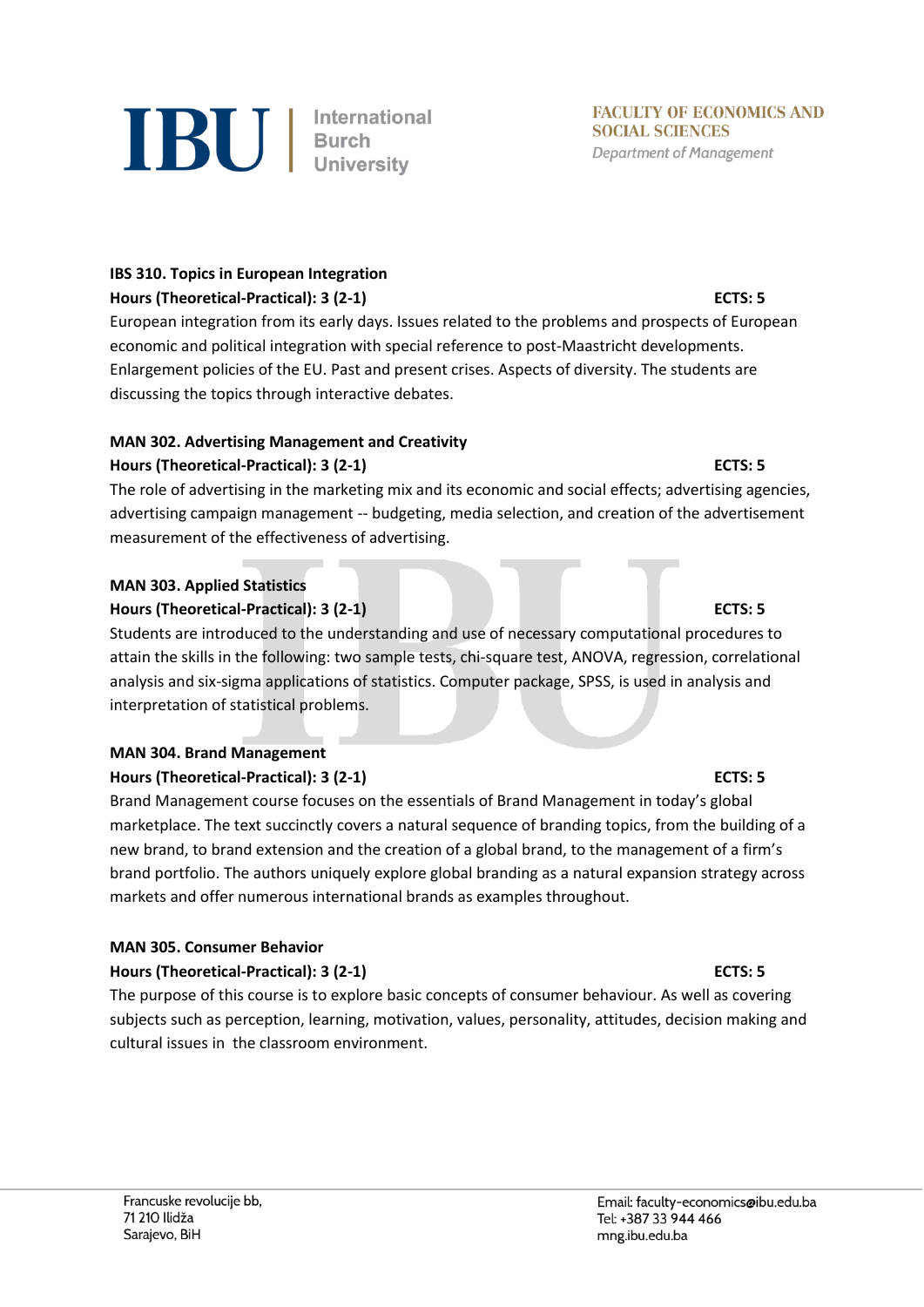**IBS 310. Topics in European Integration**

**Hours (Theoretical-Practical): 3 (2-1) ECTS: 5**

European integration from its early days. Issues related to the problems and prospects of European economic and political integration with special reference to post-Maastricht developments. Enlargement policies of the EU. Past and present crises. Aspects of diversity. The students are discussing the topics through interactive debates.

**MAN 302. Advertising Management and Creativity**

**Hours (Theoretical-Practical): 3 (2-1) ECTS: 5**

The role of advertising in the marketing mix and its economic and social effects; advertising agencies, advertising campaign management -- budgeting, media selection, and creation of the advertisement measurement of the effectiveness of advertising.

**MAN 303. Applied Statistics**

**Hours (Theoretical-Practical): 3 (2-1) ECTS: 5**

Students are introduced to the understanding and use of necessary computational procedures to attain the skills in the following: two sample tests, chi-square test, ANOVA, regression, correlational analysis and six-sigma applications of statistics. Computer package, SPSS, is used in analysis and interpretation of statistical problems.

**MAN 304. Brand Management**

**Hours (Theoretical-Practical): 3 (2-1) ECTS: 5**

Brand Management course focuses on the essentials of Brand Management in today's global marketplace. The text succinctly covers a natural sequence of branding topics, from the building of a new brand, to brand extension and the creation of a global brand, to the management of a firm's brand portfolio. The authors uniquely explore global branding as a natural expansion strategy across markets and offer numerous international brands as examples throughout.

**MAN 305. Consumer Behavior**

**Hours (Theoretical-Practical): 3 (2-1) ECTS: 5**

The purpose of this course is to explore basic concepts of consumer behaviour. As well as covering subjects such as perception, learning, motivation, values, personality, attitudes, decision making and cultural issues in the classroom environment.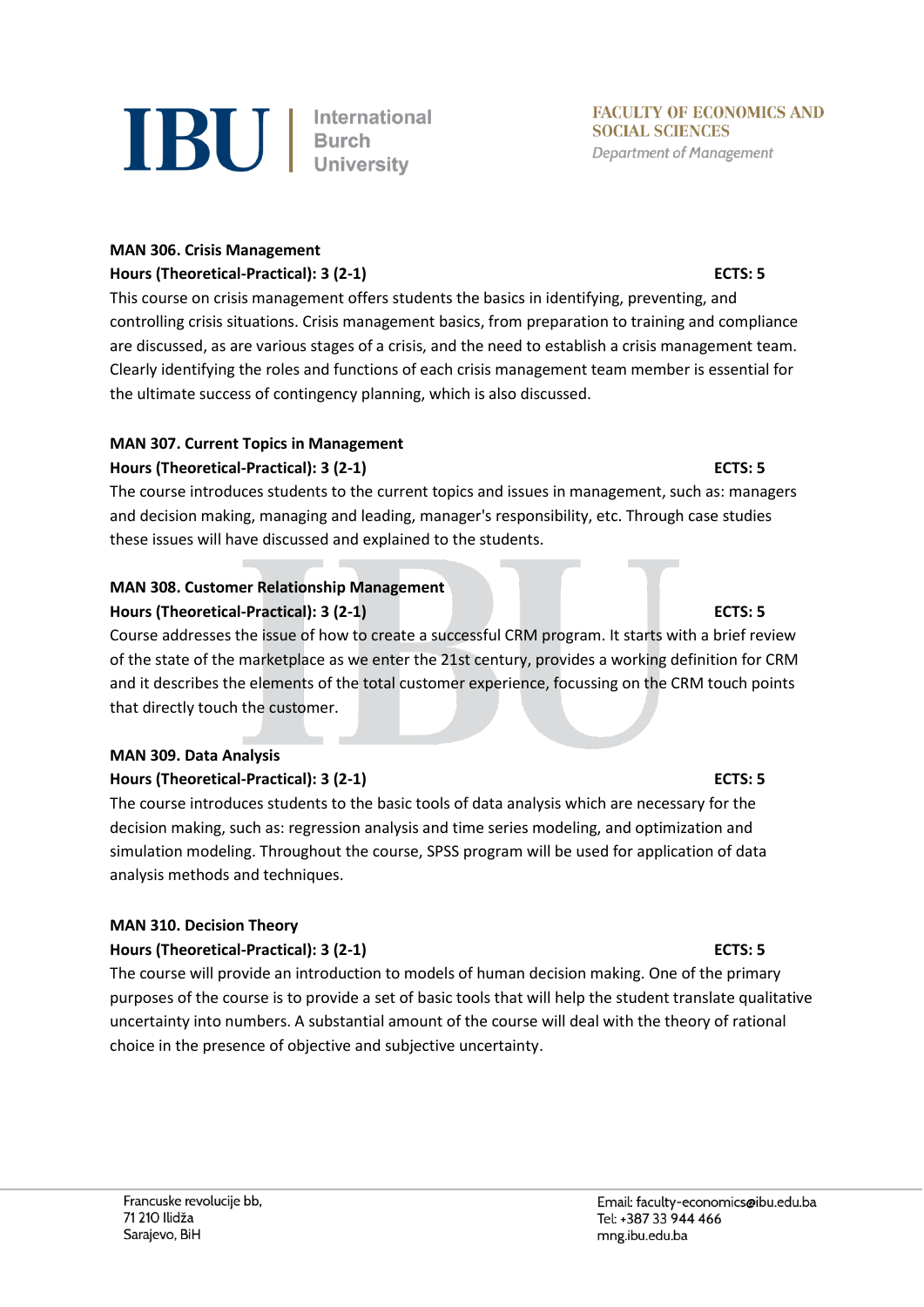**MAN 306. Crisis Management**

**Hours (Theoretical-Practical): 3 (2-1)** **ECTS: 5**

This course on crisis management offers students the basics in identifying, preventing, and controlling crisis situations. Crisis management basics, from preparation to training and compliance are discussed, as are various stages of a crisis, and the need to establish a crisis management team. Clearly identifying the roles and functions of each crisis management team member is essential for the ultimate success of contingency planning, which is also discussed.

**MAN 307. Current Topics in Management**

**Hours (Theoretical-Practical): 3 (2-1)** **ECTS: 5**

The course introduces students to the current topics and issues in management, such as: managers and decision making, managing and leading, manager's responsibility, etc. Through case studies these issues will have discussed and explained to the students.

**MAN 308. Customer Relationship Management**

**Hours (Theoretical-Practical): 3 (2-1)** **ECTS: 5**

Course addresses the issue of how to create a successful CRM program. It starts with a brief review of the state of the marketplace as we enter the 21st century, provides a working definition for CRM and it describes the elements of the total customer experience, focussing on the CRM touch points that directly touch the customer.

**MAN 309. Data Analysis**

**Hours (Theoretical-Practical): 3 (2-1)** **ECTS: 5**

The course introduces students to the basic tools of data analysis which are necessary for the decision making, such as: regression analysis and time series modeling, and optimization and simulation modeling. Throughout the course, SPSS program will be used for application of data analysis methods and techniques.

**MAN 310. Decision Theory**

**Hours (Theoretical-Practical): 3 (2-1)** **ECTS: 5**

The course will provide an introduction to models of human decision making. One of the primary purposes of the course is to provide a set of basic tools that will help the student translate qualitative uncertainty into numbers. A substantial amount of the course will deal with the theory of rational choice in the presence of objective and subjective uncertainty.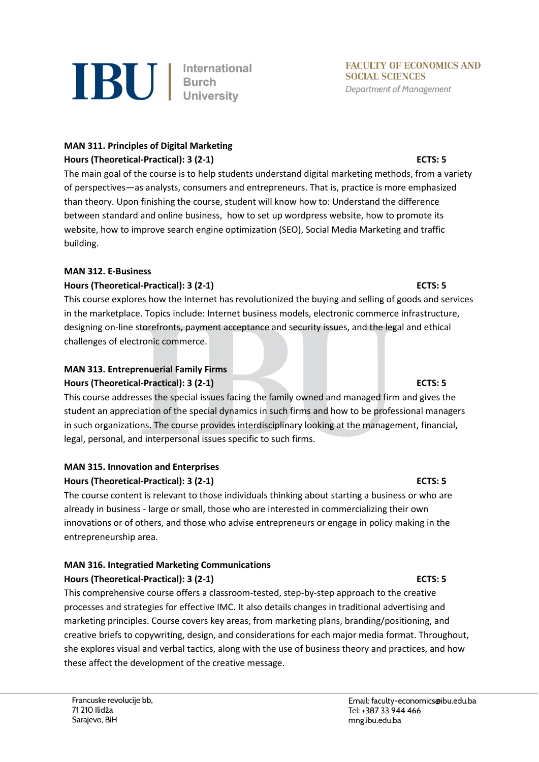**MAN 311. Principles of Digital Marketing**

**Hours (Theoretical-Practical): 3 (2-1)** **ECTS: 5**

The main goal of the course is to help students understand digital marketing methods, from a variety of perspectives—as analysts, consumers and entrepreneurs. That is, practice is more emphasized than theory. Upon finishing the course, student will know how to: Understand the difference between standard and online business, how to set up wordpress website, how to promote its website, how to improve search engine optimization (SEO), Social Media Marketing and traffic building.

**MAN 312. E-Business**

**Hours (Theoretical-Practical): 3 (2-1)** **ECTS: 5**

This course explores how the Internet has revolutionized the buying and selling of goods and services in the marketplace. Topics include: Internet business models, electronic commerce infrastructure, designing on-line storefronts, payment acceptance and security issues, and the legal and ethical challenges of electronic commerce.

**MAN 313. Entrepreneurial Family Firms**

**Hours (Theoretical-Practical): 3 (2-1)** **ECTS: 5**

This course addresses the special issues facing the family owned and managed firm and gives the student an appreciation of the special dynamics in such firms and how to be professional managers in such organizations. The course provides interdisciplinary looking at the management, financial, legal, personal, and interpersonal issues specific to such firms.

**MAN 315. Innovation and Enterprises**

**Hours (Theoretical-Practical): 3 (2-1)** **ECTS: 5**

The course content is relevant to those individuals thinking about starting a business or who are already in business - large or small, those who are interested in commercializing their own innovations or of others, and those who advise entrepreneurs or engage in policy making in the entrepreneurship area.

**MAN 316. Integratied Marketing Communications**

**Hours (Theoretical-Practical): 3 (2-1)** **ECTS: 5**

This comprehensive course offers a classroom-tested, step-by-step approach to the creative processes and strategies for effective IMC. It also details changes in traditional advertising and marketing principles. Course covers key areas, from marketing plans, branding/positioning, and creative briefs to copywriting, design, and considerations for each major media format. Throughout, she explores visual and verbal tactics, along with the use of business theory and practices, and how these affect the development of the creative message.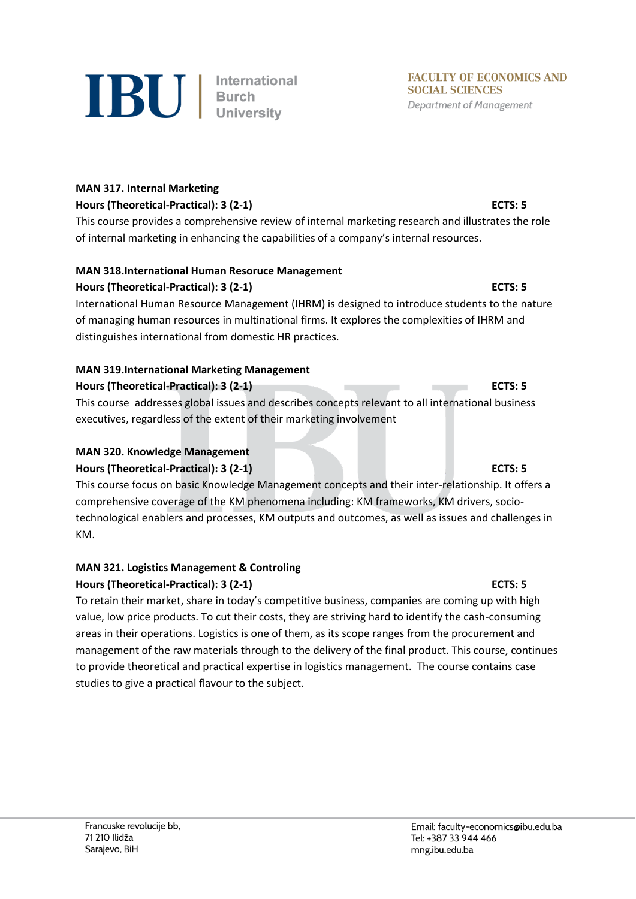**MAN 317. Internal Marketing**

**Hours (Theoretical-Practical): 3 (2-1)** **ECTS: 5**

This course provides a comprehensive review of internal marketing research and illustrates the role of internal marketing in enhancing the capabilities of a company's internal resources.

**MAN 318.International Human Resoruce Management**

**Hours (Theoretical-Practical): 3 (2-1)** **ECTS: 5**

International Human Resource Management (IHRM) is designed to introduce students to the nature of managing human resources in multinational firms. It explores the complexities of IHRM and distinguishes international from domestic HR practices.

**MAN 319.International Marketing Management**

**Hours (Theoretical-Practical): 3 (2-1)** **ECTS: 5**

This course addresses global issues and describes concepts relevant to all international business executives, regardless of the extent of their marketing involvement

**MAN 320. Knowledge Management**

**Hours (Theoretical-Practical): 3 (2-1)** **ECTS: 5**

This course focus on basic Knowledge Management concepts and their inter-relationship. It offers a comprehensive coverage of the KM phenomena including: KM frameworks, KM drivers, socio-technological enablers and processes, KM outputs and outcomes, as well as issues and challenges in KM.

**MAN 321. Logistics Management & Controling**

**Hours (Theoretical-Practical): 3 (2-1)** **ECTS: 5**

To retain their market, share in today's competitive business, companies are coming up with high value, low price products. To cut their costs, they are striving hard to identify the cash-consuming areas in their operations. Logistics is one of them, as its scope ranges from the procurement and management of the raw materials through to the delivery of the final product. This course, continues to provide theoretical and practical expertise in logistics management. The course contains case studies to give a practical flavour to the subject.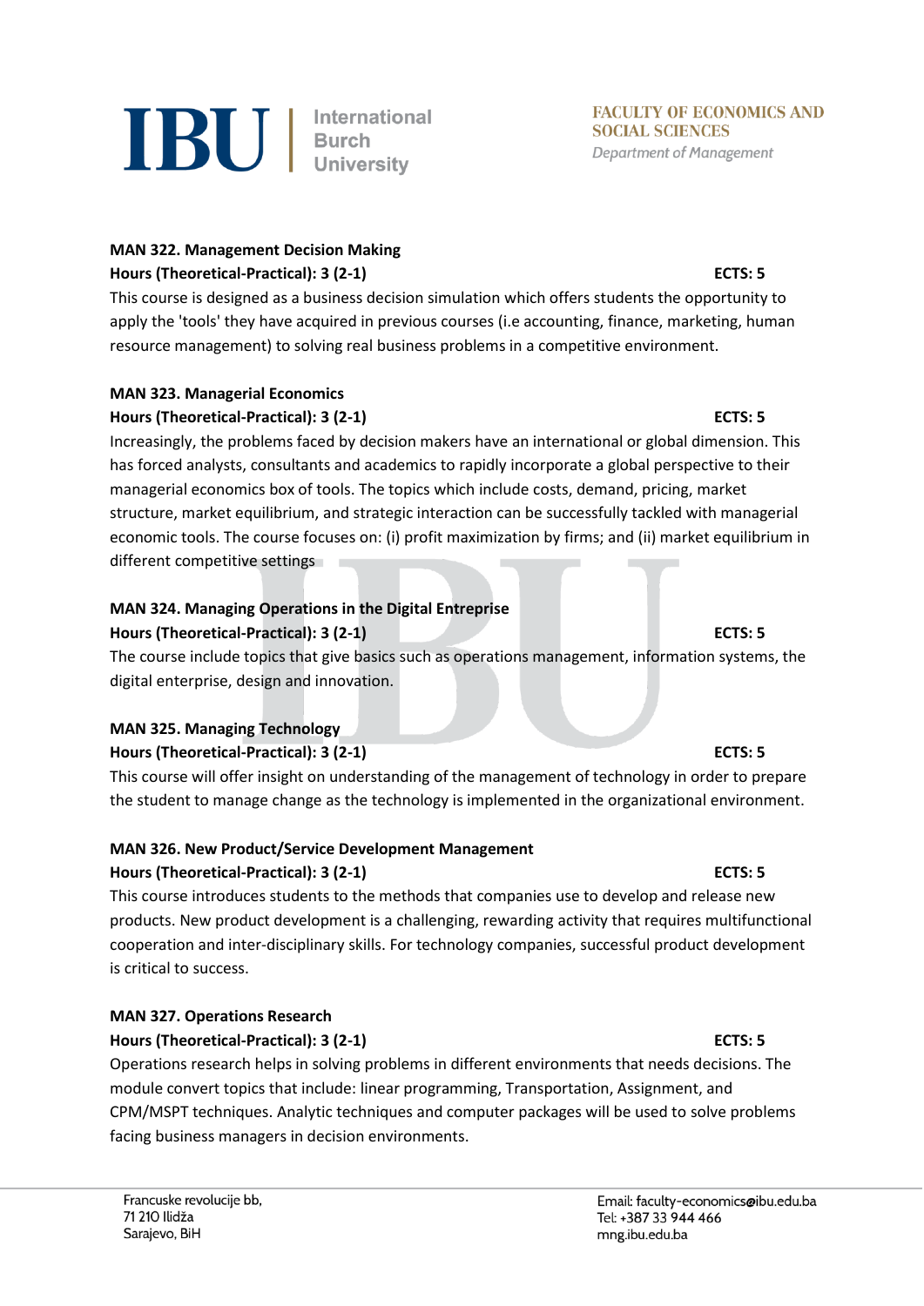### MAN 322. Management Decision Making

**Hours (Theoretical-Practical): 3 (2-1)** **ECTS: 5**

This course is designed as a business decision simulation which offers students the opportunity to apply the 'tools' they have acquired in previous courses (i.e accounting, finance, marketing, human resource management) to solving real business problems in a competitive environment.

### MAN 323. Managerial Economics

**Hours (Theoretical-Practical): 3 (2-1)** **ECTS: 5**

Increasingly, the problems faced by decision makers have an international or global dimension. This has forced analysts, consultants and academics to rapidly incorporate a global perspective to their managerial economics box of tools. The topics which include costs, demand, pricing, market structure, market equilibrium, and strategic interaction can be successfully tackled with managerial economic tools. The course focuses on: (i) profit maximization by firms; and (ii) market equilibrium in different competitive settings

### MAN 324. Managing Operations in the Digital Entreprise

**Hours (Theoretical-Practical): 3 (2-1)** **ECTS: 5**

The course include topics that give basics such as operations management, information systems, the digital enterprise, design and innovation.

### MAN 325. Managing Technology

**Hours (Theoretical-Practical): 3 (2-1)** **ECTS: 5**

This course will offer insight on understanding of the management of technology in order to prepare the student to manage change as the technology is implemented in the organizational environment.

### MAN 326. New Product/Service Development Management

**Hours (Theoretical-Practical): 3 (2-1)** **ECTS: 5**

This course introduces students to the methods that companies use to develop and release new products. New product development is a challenging, rewarding activity that requires multifunctional cooperation and inter-disciplinary skills. For technology companies, successful product development is critical to success.

### MAN 327. Operations Research

**Hours (Theoretical-Practical): 3 (2-1)** **ECTS: 5**

Operations research helps in solving problems in different environments that needs decisions. The module convert topics that include: linear programming, Transportation, Assignment, and CPM/MSPT techniques. Analytic techniques and computer packages will be used to solve problems facing business managers in decision environments.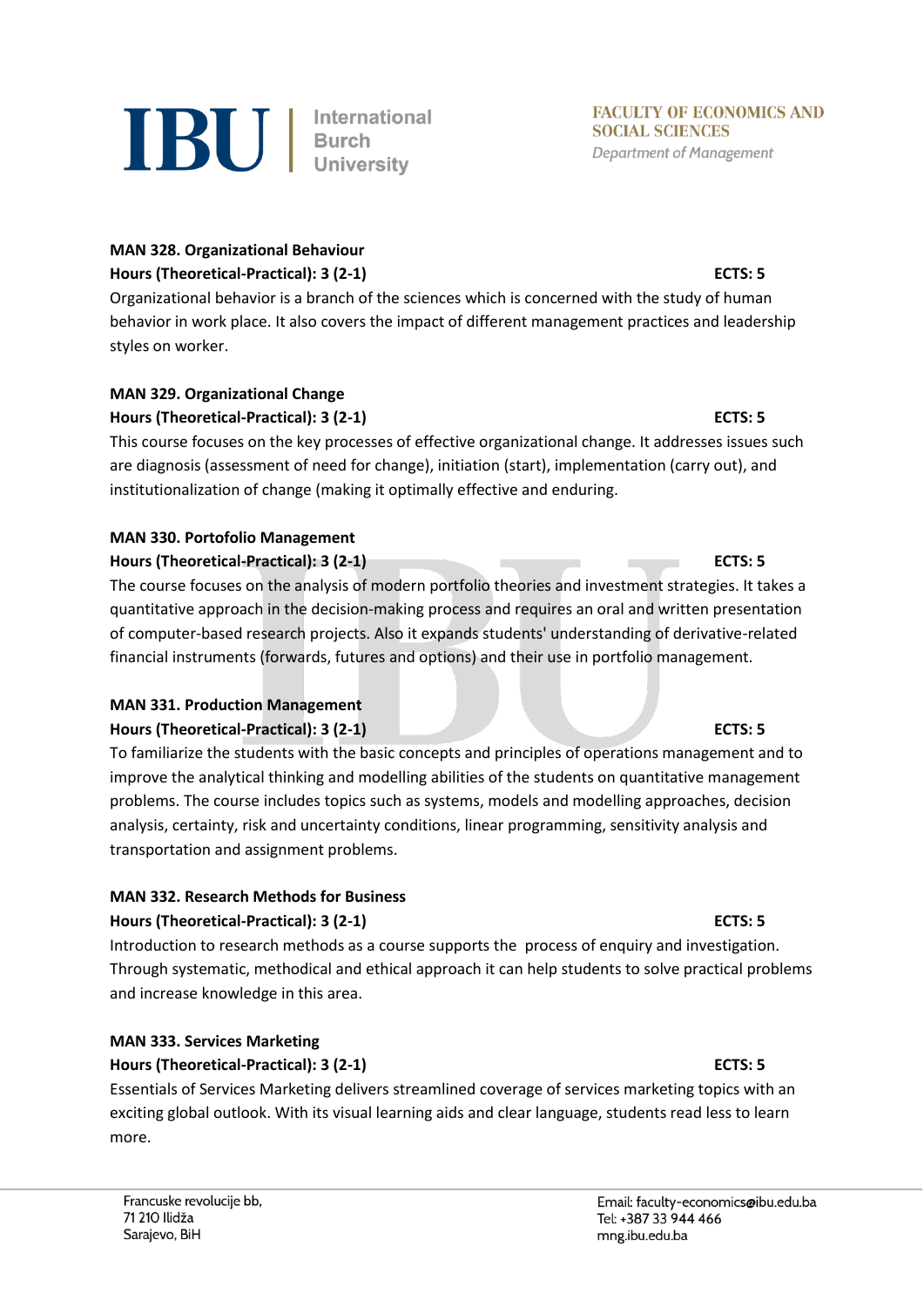**MAN 328. Organizational Behaviour**

**Hours (Theoretical-Practical): 3 (2-1)** **ECTS: 5**

Organizational behavior is a branch of the sciences which is concerned with the study of human behavior in work place. It also covers the impact of different management practices and leadership styles on worker.

**MAN 329. Organizational Change**

**Hours (Theoretical-Practical): 3 (2-1)** **ECTS: 5**

This course focuses on the key processes of effective organizational change. It addresses issues such are diagnosis (assessment of need for change), initiation (start), implementation (carry out), and institutionalization of change (making it optimally effective and enduring.

**MAN 330. Portofolio Management**

**Hours (Theoretical-Practical): 3 (2-1)** **ECTS: 5**

The course focuses on the analysis of modern portfolio theories and investment strategies. It takes a quantitative approach in the decision-making process and requires an oral and written presentation of computer-based research projects. Also it expands students' understanding of derivative-related financial instruments (forwards, futures and options) and their use in portfolio management.

**MAN 331. Production Management**

**Hours (Theoretical-Practical): 3 (2-1)** **ECTS: 5**

To familiarize the students with the basic concepts and principles of operations management and to improve the analytical thinking and modelling abilities of the students on quantitative management problems. The course includes topics such as systems, models and modelling approaches, decision analysis, certainty, risk and uncertainty conditions, linear programming, sensitivity analysis and transportation and assignment problems.

**MAN 332. Research Methods for Business**

**Hours (Theoretical-Practical): 3 (2-1)** **ECTS: 5**

Introduction to research methods as a course supports the process of enquiry and investigation. Through systematic, methodical and ethical approach it can help students to solve practical problems and increase knowledge in this area.

**MAN 333. Services Marketing**

**Hours (Theoretical-Practical): 3 (2-1)** **ECTS: 5**

Essentials of Services Marketing delivers streamlined coverage of services marketing topics with an exciting global outlook. With its visual learning aids and clear language, students read less to learn more.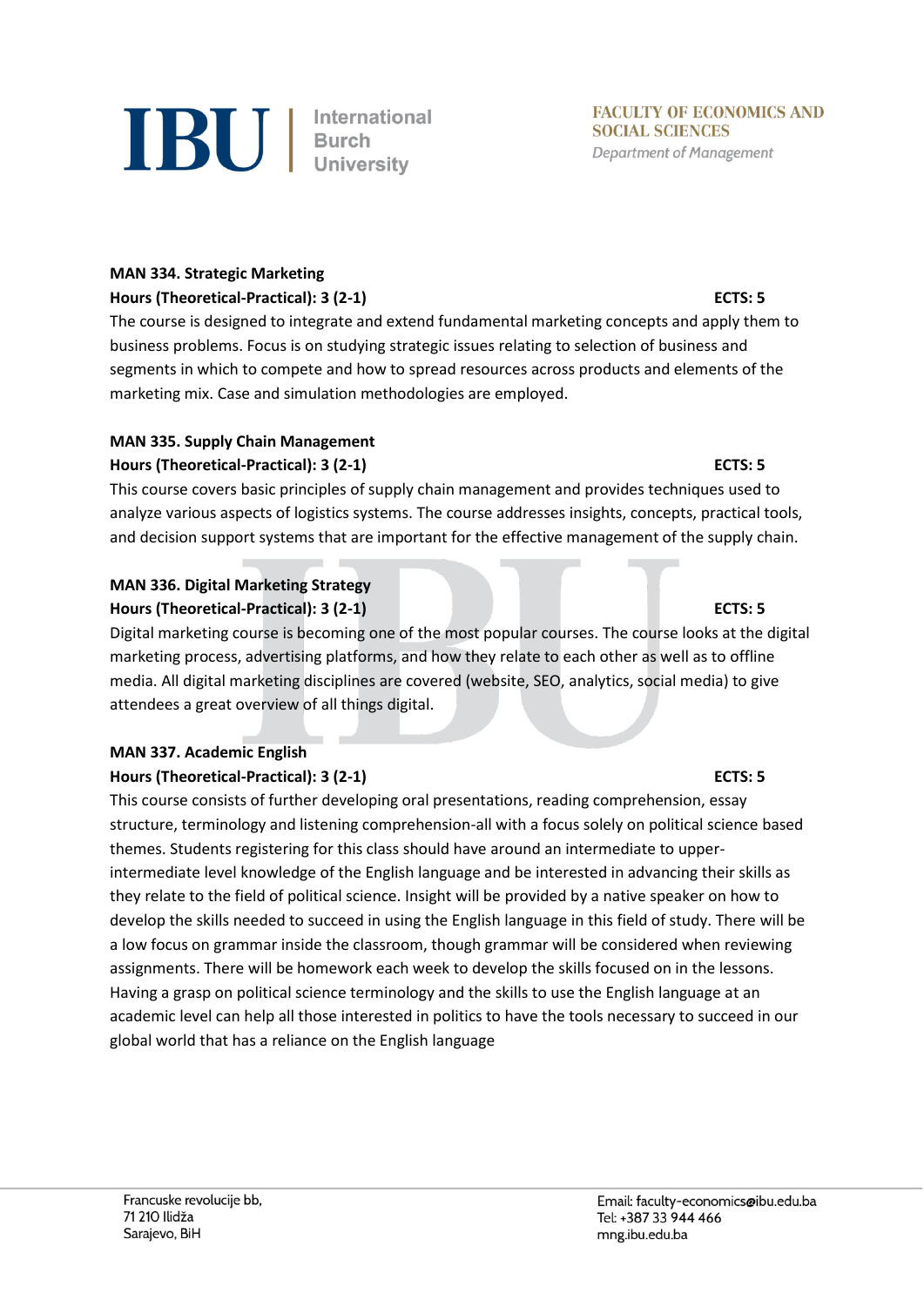**MAN 334. Strategic Marketing**

**Hours (Theoretical-Practical): 3 (2-1)** **ECTS: 5**

The course is designed to integrate and extend fundamental marketing concepts and apply them to business problems. Focus is on studying strategic issues relating to selection of business and segments in which to compete and how to spread resources across products and elements of the marketing mix. Case and simulation methodologies are employed.

**MAN 335. Supply Chain Management**

**Hours (Theoretical-Practical): 3 (2-1)** **ECTS: 5**

This course covers basic principles of supply chain management and provides techniques used to analyze various aspects of logistics systems. The course addresses insights, concepts, practical tools, and decision support systems that are important for the effective management of the supply chain.

**MAN 336. Digital Marketing Strategy**

**Hours (Theoretical-Practical): 3 (2-1)** **ECTS: 5**

Digital marketing course is becoming one of the most popular courses. The course looks at the digital marketing process, advertising platforms, and how they relate to each other as well as to offline media. All digital marketing disciplines are covered (website, SEO, analytics, social media) to give attendees a great overview of all things digital.

**MAN 337. Academic English**

**Hours (Theoretical-Practical): 3 (2-1)** **ECTS: 5**

This course consists of further developing oral presentations, reading comprehension, essay structure, terminology and listening comprehension-all with a focus solely on political science based themes. Students registering for this class should have around an intermediate to upper-intermediate level knowledge of the English language and be interested in advancing their skills as they relate to the field of political science. Insight will be provided by a native speaker on how to develop the skills needed to succeed in using the English language in this field of study. There will be a low focus on grammar inside the classroom, though grammar will be considered when reviewing assignments. There will be homework each week to develop the skills focused on in the lessons. Having a grasp on political science terminology and the skills to use the English language at an academic level can help all those interested in politics to have the tools necessary to succeed in our global world that has a reliance on the English language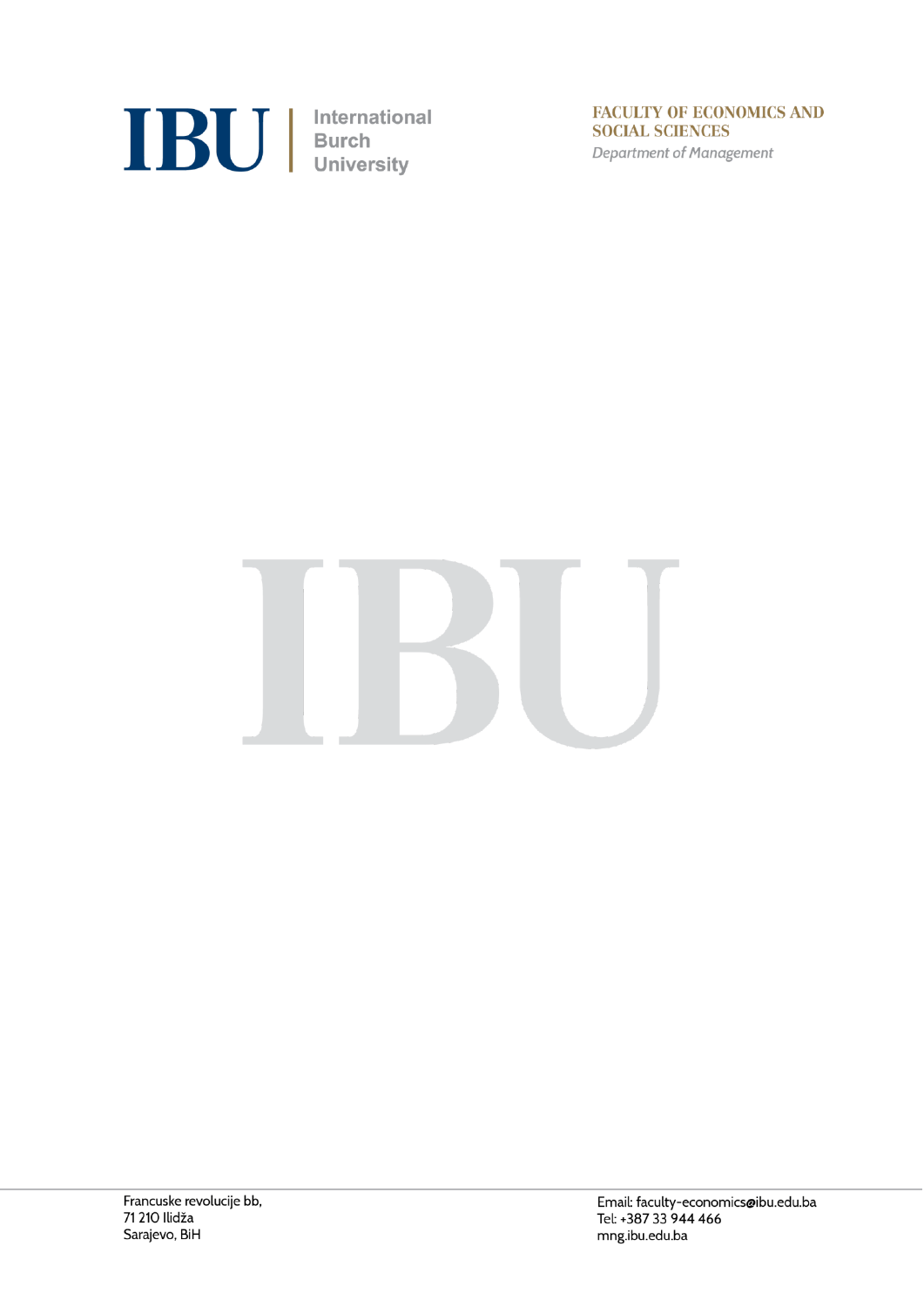IBU | International Burch University

**FACULTY OF ECONOMICS AND SOCIAL SCIENCES**
*Department of Management*

Francuske revolucije bb,
71 210 Ilidža
Sarajevo, BiH

Email: faculty-economics@ibu.edu.ba
Tel: +387 33 944 466
mng.ibu.edu.ba